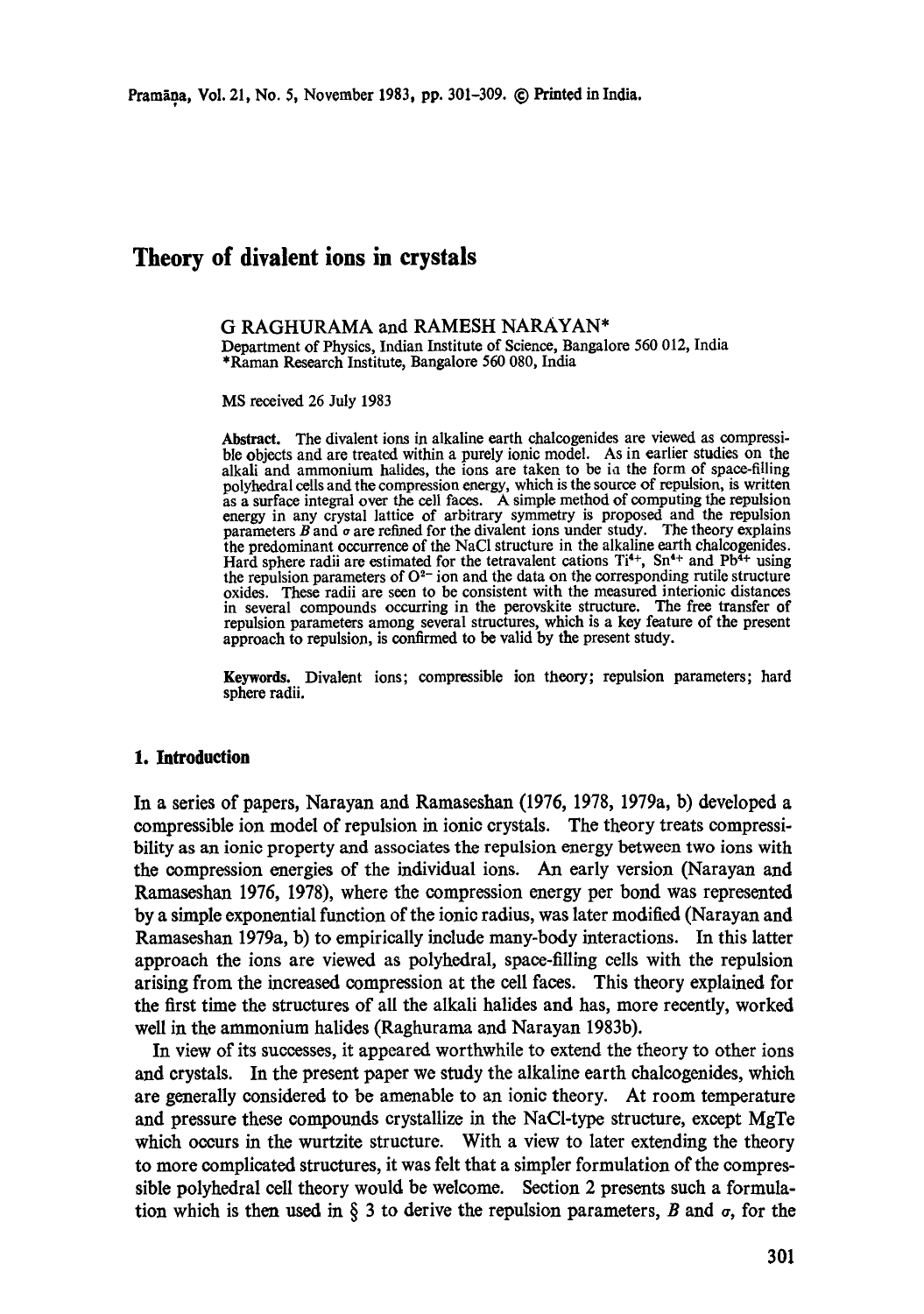# Theory of divalent ions in crystals

G RAGHURAMA and RAMESH NARAYAN*

Department of Physics, Indian Institute of Science, Bangalore 560 012, India
*Raman Research Institute, Bangalore 560 080, India

MS received 26 July 1983

**Abstract.** The divalent ions in alkaline earth chalcogenides are viewed as compressible objects and are treated within a purely ionic model. As in earlier studies on the alkali and ammonium halides, the ions are taken to be in the form of space-filling polyhedral cells and the compression energy, which is the source of repulsion, is written as a surface integral over the cell faces. A simple method of computing the repulsion energy in any crystal lattice of arbitrary symmetry is proposed and the repulsion parameters $B$ and $\sigma$ are refined for the divalent ions under study. The theory explains the predominant occurrence of the NaCl structure in the alkaline earth chalcogenides. Hard sphere radii are estimated for the tetravalent cations $Ti^{4+}$, $Sn^{4+}$ and $Pb^{4+}$ using the repulsion parameters of $O^{2-}$ ion and the data on the corresponding rutile structure oxides. These radii are seen to be consistent with the measured interionic distances in several compounds occurring in the perovskite structure. The free transfer of repulsion parameters among several structures, which is a key feature of the present approach to repulsion, is confirmed to be valid by the present study.

**Keywords.** Divalent ions; compressible ion theory; repulsion parameters; hard sphere radii.

## 1. Introduction

In a series of papers, Narayan and Ramaseshan (1976, 1978, 1979a, b) developed a compressible ion model of repulsion in ionic crystals. The theory treats compressibility as an ionic property and associates the repulsion energy between two ions with the compression energies of the individual ions. An early version (Narayan and Ramaseshan 1976, 1978), where the compression energy per bond was represented by a simple exponential function of the ionic radius, was later modified (Narayan and Ramaseshan 1979a, b) to empirically include many-body interactions. In this latter approach the ions are viewed as polyhedral, space-filling cells with the repulsion arising from the increased compression at the cell faces. This theory explained for the first time the structures of all the alkali halides and has, more recently, worked well in the ammonium halides (Raghurama and Narayan 1983b).

In view of its successes, it appeared worthwhile to extend the theory to other ions and crystals. In the present paper we study the alkaline earth chalcogenides, which are generally considered to be amenable to an ionic theory. At room temperature and pressure these compounds crystallize in the NaCl-type structure, except MgTe which occurs in the wurtzite structure. With a view to later extending the theory to more complicated structures, it was felt that a simpler formulation of the compressible polyhedral cell theory would be welcome. Section 2 presents such a formulation which is then used in § 3 to derive the repulsion parameters, $B$ and $\sigma$, for the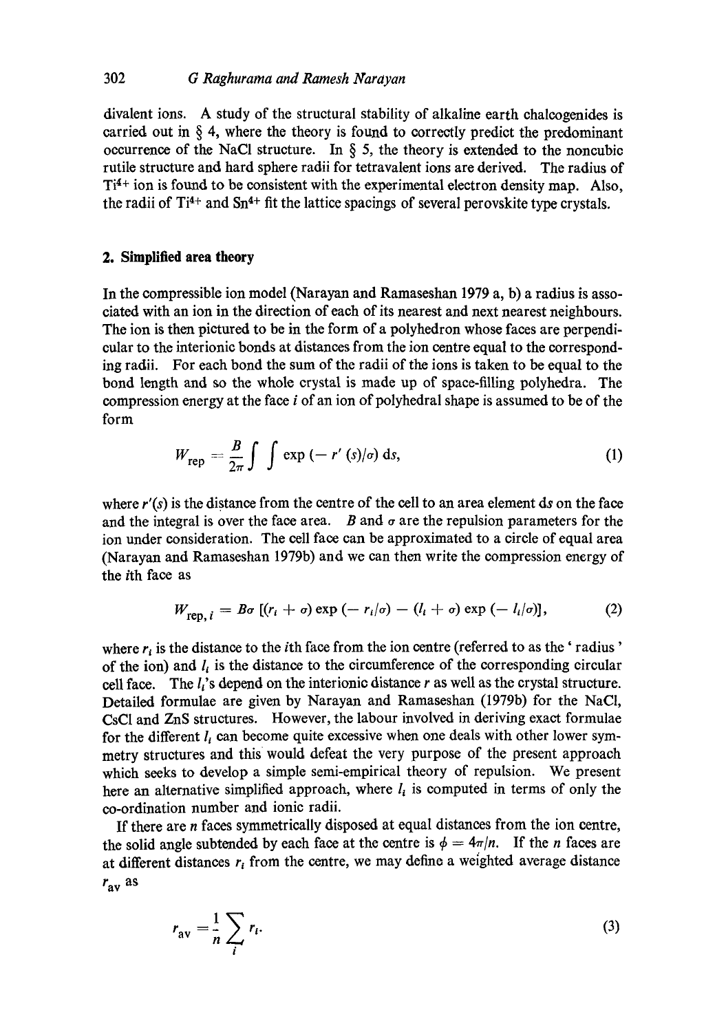divalent ions. A study of the structural stability of alkaline earth chalcogenides is carried out in § 4, where the theory is found to correctly predict the predominant occurrence of the NaCl structure. In § 5, the theory is extended to the noncubic rutile structure and hard sphere radii for tetravalent ions are derived. The radius of $Ti^{4+}$ ion is found to be consistent with the experimental electron density map. Also, the radii of $Ti^{4+}$ and $Sn^{4+}$ fit the lattice spacings of several perovskite type crystals.

## 2. Simplified area theory

In the compressible ion model (Narayan and Ramaseshan 1979 a, b) a radius is associated with an ion in the direction of each of its nearest and next nearest neighbours. The ion is then pictured to be in the form of a polyhedron whose faces are perpendicular to the interionic bonds at distances from the ion centre equal to the corresponding radii. For each bond the sum of the radii of the ions is taken to be equal to the bond length and so the whole crystal is made up of space-filling polyhedra. The compression energy at the face $i$ of an ion of polyhedral shape is assumed to be of the form

$$W_{\text{rep}} = \frac{B}{2\pi} \int \int \exp\left(-r'(s)/\sigma\right) \mathrm{d}s, \tag{1}$$

where $r'(s)$ is the distance from the centre of the cell to an area element $\mathrm{d}s$ on the face and the integral is over the face area. $B$ and $\sigma$ are the repulsion parameters for the ion under consideration. The cell face can be approximated to a circle of equal area (Narayan and Ramaseshan 1979b) and we can then write the compression energy of the $i$th face as

$$W_{\text{rep}, i} = B\sigma \left[(r_i + \sigma) \exp\left(-r_i/\sigma\right) - (l_i + \sigma) \exp\left(-l_i/\sigma\right)\right], \tag{2}$$

where $r_i$ is the distance to the $i$th face from the ion centre (referred to as the 'radius' of the ion) and $l_i$ is the distance to the circumference of the corresponding circular cell face. The $l_i$'s depend on the interionic distance $r$ as well as the crystal structure. Detailed formulae are given by Narayan and Ramaseshan (1979b) for the NaCl, CsCl and ZnS structures. However, the labour involved in deriving exact formulae for the different $l_i$ can become quite excessive when one deals with other lower symmetry structures and this would defeat the very purpose of the present approach which seeks to develop a simple semi-empirical theory of repulsion. We present here an alternative simplified approach, where $l_i$ is computed in terms of only the co-ordination number and ionic radii.

If there are $n$ faces symmetrically disposed at equal distances from the ion centre, the solid angle subtended by each face at the centre is $\phi = 4\pi/n$. If the $n$ faces are at different distances $r_i$ from the centre, we may define a weighted average distance $r_{\text{av}}$ as

$$r_{\text{av}} = \frac{1}{n} \sum_i r_i. \tag{3}$$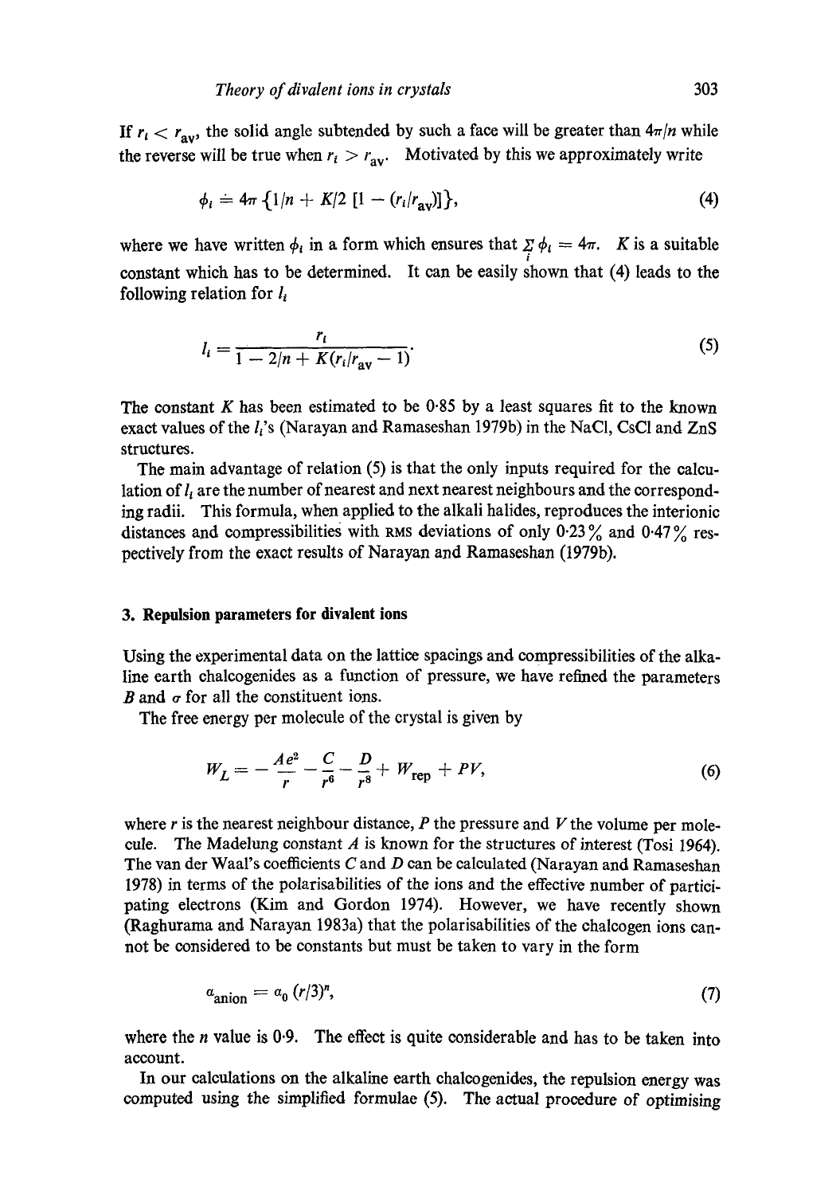If $r_i < r_{av}$, the solid angle subtended by such a face will be greater than $4\pi/n$ while the reverse will be true when $r_i > r_{av}$. Motivated by this we approximately write

$$\phi_i \doteq 4\pi \{1/n + K/2\ [1 - (r_i/r_{av})]\}, \tag{4}$$

where we have written $\phi_i$ in a form which ensures that $\sum_i \phi_i = 4\pi$. $K$ is a suitable constant which has to be determined. It can be easily shown that (4) leads to the following relation for $l_i$

$$l_i = \frac{r_i}{1 - 2/n + K(r_i/r_{av} - 1)}. \tag{5}$$

The constant $K$ has been estimated to be 0·85 by a least squares fit to the known exact values of the $l_i$'s (Narayan and Ramaseshan 1979b) in the NaCl, CsCl and ZnS structures.

The main advantage of relation (5) is that the only inputs required for the calculation of $l_i$ are the number of nearest and next nearest neighbours and the corresponding radii. This formula, when applied to the alkali halides, reproduces the interionic distances and compressibilities with RMS deviations of only 0·23% and 0·47% respectively from the exact results of Narayan and Ramaseshan (1979b).

## 3. Repulsion parameters for divalent ions

Using the experimental data on the lattice spacings and compressibilities of the alkaline earth chalcogenides as a function of pressure, we have refined the parameters $B$ and $\sigma$ for all the constituent ions.

The free energy per molecule of the crystal is given by

$$W_L = -\frac{Ae^2}{r} - \frac{C}{r^6} - \frac{D}{r^8} + W_{\text{rep}} + PV, \tag{6}$$

where $r$ is the nearest neighbour distance, $P$ the pressure and $V$ the volume per molecule. The Madelung constant $A$ is known for the structures of interest (Tosi 1964). The van der Waal's coefficients $C$ and $D$ can be calculated (Narayan and Ramaseshan 1978) in terms of the polarisabilities of the ions and the effective number of participating electrons (Kim and Gordon 1974). However, we have recently shown (Raghurama and Narayan 1983a) that the polarisabilities of the chalcogen ions cannot be considered to be constants but must be taken to vary in the form

$$\alpha_{\text{anion}} = \alpha_0\ (r/3)^n, \tag{7}$$

where the $n$ value is 0·9. The effect is quite considerable and has to be taken into account.

In our calculations on the alkaline earth chalcogenides, the repulsion energy was computed using the simplified formulae (5). The actual procedure of optimising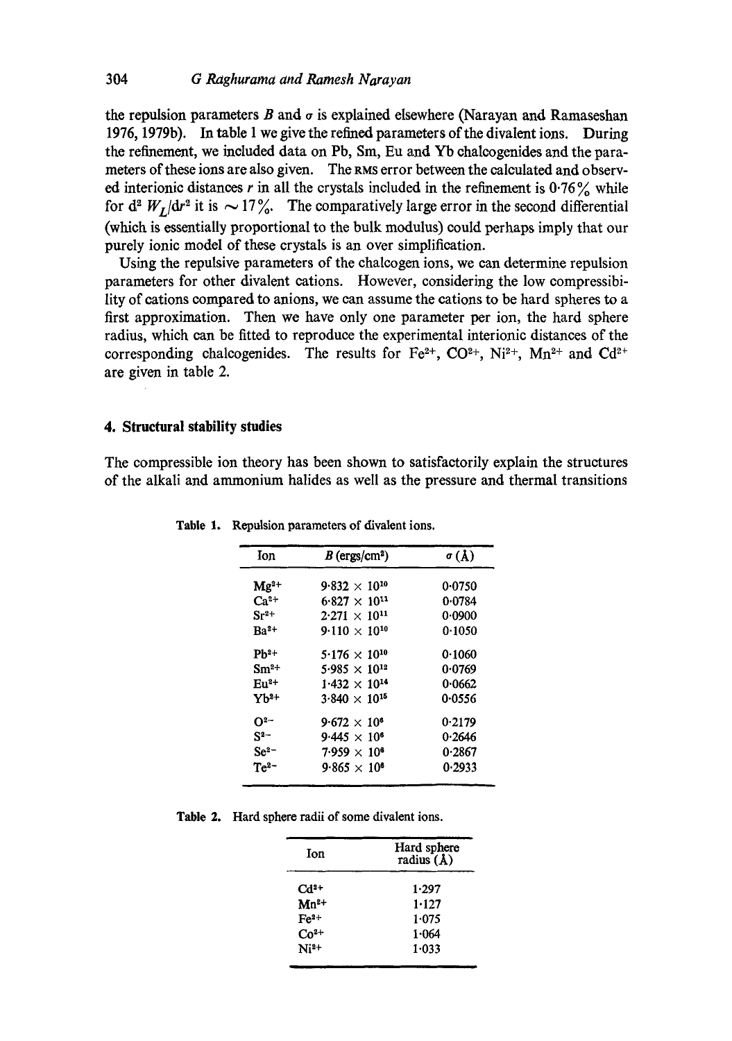the repulsion parameters $B$ and $\sigma$ is explained elsewhere (Narayan and Ramaseshan 1976, 1979b). In table 1 we give the refined parameters of the divalent ions. During the refinement, we included data on Pb, Sm, Eu and Yb chalcogenides and the parameters of these ions are also given. The RMS error between the calculated and observed interionic distances $r$ in all the crystals included in the refinement is 0·76% while for $d^2 W_L/dr^2$ it is $\sim 17\%$. The comparatively large error in the second differential (which is essentially proportional to the bulk modulus) could perhaps imply that our purely ionic model of these crystals is an over simplification.

Using the repulsive parameters of the chalcogen ions, we can determine repulsion parameters for other divalent cations. However, considering the low compressibility of cations compared to anions, we can assume the cations to be hard spheres to a first approximation. Then we have only one parameter per ion, the hard sphere radius, which can be fitted to reproduce the experimental interionic distances of the corresponding chalcogenides. The results for $Fe^{2+}$, $CO^{2+}$, $Ni^{2+}$, $Mn^{2+}$ and $Cd^{2+}$ are given in table 2.

## 4. Structural stability studies

The compressible ion theory has been shown to satisfactorily explain the structures of the alkali and ammonium halides as well as the pressure and thermal transitions

**Table 1.** Repulsion parameters of divalent ions.

| Ion | $B$ (ergs/cm$^2$) | $\sigma$ (Å) |
|---|---|---|
| $Mg^{2+}$ | $9{\cdot}832 \times 10^{10}$ | 0·0750 |
| $Ca^{2+}$ | $6{\cdot}827 \times 10^{11}$ | 0·0784 |
| $Sr^{2+}$ | $2{\cdot}271 \times 10^{11}$ | 0·0900 |
| $Ba^{2+}$ | $9{\cdot}110 \times 10^{10}$ | 0·1050 |
| $Pb^{2+}$ | $5{\cdot}176 \times 10^{10}$ | 0·1060 |
| $Sm^{2+}$ | $5{\cdot}985 \times 10^{12}$ | 0·0769 |
| $Eu^{2+}$ | $1{\cdot}432 \times 10^{14}$ | 0·0662 |
| $Yb^{2+}$ | $3{\cdot}840 \times 10^{15}$ | 0·0556 |
| $O^{2-}$ | $9{\cdot}672 \times 10^{6}$ | 0·2179 |
| $S^{2-}$ | $9{\cdot}445 \times 10^{6}$ | 0·2646 |
| $Se^{2-}$ | $7{\cdot}959 \times 10^{6}$ | 0·2867 |
| $Te^{2-}$ | $9{\cdot}865 \times 10^{6}$ | 0·2933 |

**Table 2.** Hard sphere radii of some divalent ions.

| Ion | Hard sphere radius (Å) |
|---|---|
| $Cd^{2+}$ | 1·297 |
| $Mn^{2+}$ | 1·127 |
| $Fe^{2+}$ | 1·075 |
| $Co^{2+}$ | 1·064 |
| $Ni^{2+}$ | 1·033 |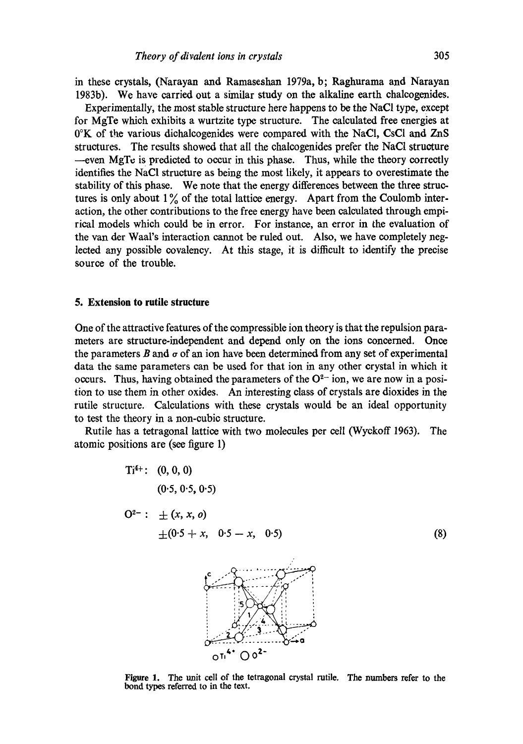in these crystals, (Narayan and Ramaseshan 1979a, b; Raghurama and Narayan 1983b). We have carried out a similar study on the alkaline earth chalcogenides.

Experimentally, the most stable structure here happens to be the NaCl type, except for MgTe which exhibits a wurtzite type structure. The calculated free energies at 0°K of the various dichalcogenides were compared with the NaCl, CsCl and ZnS structures. The results showed that all the chalcogenides prefer the NaCl structure —even MgTe is predicted to occur in this phase. Thus, while the theory correctly identifies the NaCl structure as being the most likely, it appears to overestimate the stability of this phase. We note that the energy differences between the three structures is only about 1% of the total lattice energy. Apart from the Coulomb interaction, the other contributions to the free energy have been calculated through empirical models which could be in error. For instance, an error in the evaluation of the van der Waal's interaction cannot be ruled out. Also, we have completely neglected any possible covalency. At this stage, it is difficult to identify the precise source of the trouble.

## 5. Extension to rutile structure

One of the attractive features of the compressible ion theory is that the repulsion parameters are structure-independent and depend only on the ions concerned. Once the parameters $B$ and $\sigma$ of an ion have been determined from any set of experimental data the same parameters can be used for that ion in any other crystal in which it occurs. Thus, having obtained the parameters of the $O^{2-}$ ion, we are now in a position to use them in other oxides. An interesting class of crystals are dioxides in the rutile structure. Calculations with these crystals would be an ideal opportunity to test the theory in a non-cubic structure.

Rutile has a tetragonal lattice with two molecules per cell (Wyckoff 1963). The atomic positions are (see figure 1)

$$
\begin{aligned}
Ti^{4+}: &\quad (0, 0, 0) \\
&\quad (0{\cdot}5, 0{\cdot}5, 0{\cdot}5) \\
O^{2-}: &\quad \pm (x, x, o) \\
&\quad \pm (0{\cdot}5 + x, \quad 0{\cdot}5 - x, \quad 0{\cdot}5)
\end{aligned}
\tag{8}
$$

**Figure 1.** The unit cell of the tetragonal crystal rutile. The numbers refer to the bond types referred to in the text.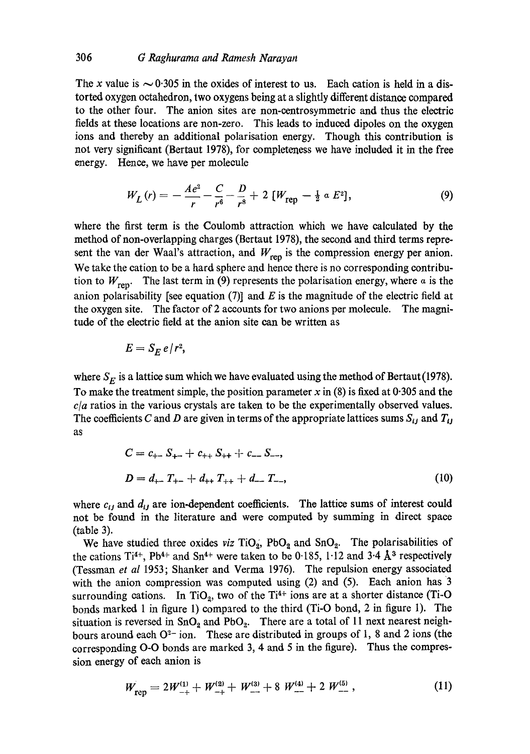The $x$ value is $\sim 0{\cdot}305$ in the oxides of interest to us. Each cation is held in a distorted oxygen octahedron, two oxygens being at a slightly different distance compared to the other four. The anion sites are non-centrosymmetric and thus the electric fields at these locations are non-zero. This leads to induced dipoles on the oxygen ions and thereby an additional polarisation energy. Though this contribution is not very significant (Bertaut 1978), for completeness we have included it in the free energy. Hence, we have per molecule

$$W_L(r) = -\frac{Ae^2}{r} - \frac{C}{r^6} - \frac{D}{r^8} + 2\,[W_{\text{rep}} - \tfrac{1}{2}\,\alpha\, E^2], \tag{9}$$

where the first term is the Coulomb attraction which we have calculated by the method of non-overlapping charges (Bertaut 1978), the second and third terms represent the van der Waal's attraction, and $W_{\text{rep}}$ is the compression energy per anion. We take the cation to be a hard sphere and hence there is no corresponding contribution to $W_{\text{rep}}$. The last term in (9) represents the polarisation energy, where $\alpha$ is the anion polarisability [see equation (7)] and $E$ is the magnitude of the electric field at the oxygen site. The factor of 2 accounts for two anions per molecule. The magnitude of the electric field at the anion site can be written as

$$E = S_E\, e/r^2,$$

where $S_E$ is a lattice sum which we have evaluated using the method of Bertaut (1978). To make the treatment simple, the position parameter $x$ in (8) is fixed at $0{\cdot}305$ and the $c/a$ ratios in the various crystals are taken to be the experimentally observed values. The coefficients $C$ and $D$ are given in terms of the appropriate lattices sums $S_{ij}$ and $T_{ij}$ as

$$\begin{aligned} C &= c_{+-}\, S_{+-} + c_{++}\, S_{++} + c_{--}\, S_{--}, \\ D &= d_{+-}\, T_{+-} + d_{++}\, T_{++} + d_{--}\, T_{--}, \end{aligned} \tag{10}$$

where $c_{ij}$ and $d_{ij}$ are ion-dependent coefficients. The lattice sums of interest could not be found in the literature and were computed by summing in direct space (table 3).

We have studied three oxides *viz* $TiO_2$, $PbO_2$ and $SnO_2$. The polarisabilities of the cations $Ti^{4+}$, $Pb^{4+}$ and $Sn^{4+}$ were taken to be $0{\cdot}185$, $1{\cdot}12$ and $3{\cdot}4$ Å$^3$ respectively (Tessman *et al* 1953; Shanker and Verma 1976). The repulsion energy associated with the anion compression was computed using (2) and (5). Each anion has 3 surrounding cations. In $TiO_2$, two of the $Ti^{4+}$ ions are at a shorter distance (Ti-O bonds marked 1 in figure 1) compared to the third (Ti-O bond, 2 in figure 1). The situation is reversed in $SnO_2$ and $PbO_2$. There are a total of 11 next nearest neighbours around each $O^{2-}$ ion. These are distributed in groups of 1, 8 and 2 ions (the corresponding O-O bonds are marked 3, 4 and 5 in the figure). Thus the compression energy of each anion is

$$W_{\text{rep}} = 2W_{-+}^{(1)} + W_{-+}^{(2)} + W_{--}^{(3)} + 8\, W_{--}^{(4)} + 2\, W_{--}^{(5)}\,, \tag{11}$$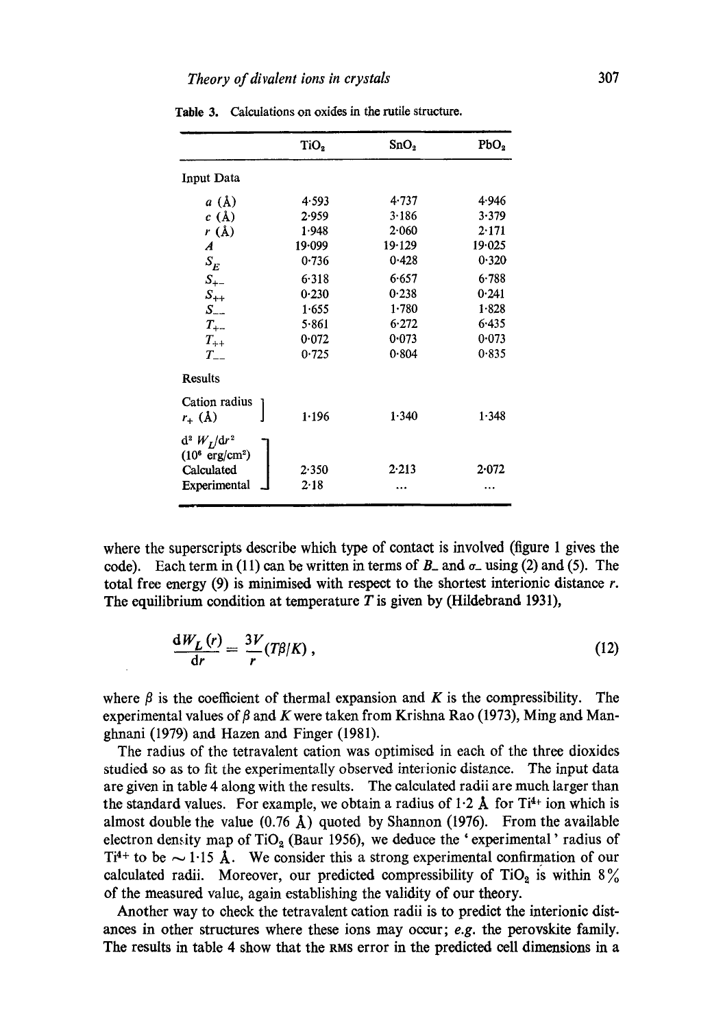**Table 3.** Calculations on oxides in the rutile structure.

| | $TiO_2$ | $SnO_2$ | $PbO_2$ |
|---|---|---|---|
| Input Data | | | |
| $a$ (Å) | 4·593 | 4·737 | 4·946 |
| $c$ (Å) | 2·959 | 3·186 | 3·379 |
| $r$ (Å) | 1·948 | 2·060 | 2·171 |
| $A$ | 19·099 | 19·129 | 19·025 |
| $S_E$ | 0·736 | 0·428 | 0·320 |
| $S_{+-}$ | 6·318 | 6·657 | 6·788 |
| $S_{++}$ | 0·230 | 0·238 | 0·241 |
| $S_{--}$ | 1·655 | 1·780 | 1·828 |
| $T_{+-}$ | 5·861 | 6·272 | 6·435 |
| $T_{++}$ | 0·072 | 0·073 | 0·073 |
| $T_{--}$ | 0·725 | 0·804 | 0·835 |
| Results | | | |
| Cation radius $r_+$ (Å) | 1·196 | 1·340 | 1·348 |
| $d^2 W_L/dr^2$ ($10^6$ erg/cm²) | | | |
| Calculated | 2·350 | 2·213 | 2·072 |
| Experimental | 2·18 | ... | ... |

where the superscripts describe which type of contact is involved (figure 1 gives the code). Each term in (11) can be written in terms of $B_-$ and $\sigma_-$ using (2) and (5). The total free energy (9) is minimised with respect to the shortest interionic distance $r$. The equilibrium condition at temperature $T$ is given by (Hildebrand 1931),

$$\frac{dW_L(r)}{dr} = \frac{3V}{r}(T\beta/K), \tag{12}$$

where $\beta$ is the coefficient of thermal expansion and $K$ is the compressibility. The experimental values of $\beta$ and $K$ were taken from Krishna Rao (1973), Ming and Manghnani (1979) and Hazen and Finger (1981).

The radius of the tetravalent cation was optimised in each of the three dioxides studied so as to fit the experimentally observed interionic distance. The input data are given in table 4 along with the results. The calculated radii are much larger than the standard values. For example, we obtain a radius of 1·2 Å for $Ti^{4+}$ ion which is almost double the value (0.76 Å) quoted by Shannon (1976). From the available electron density map of $TiO_2$ (Baur 1956), we deduce the 'experimental' radius of $Ti^{4+}$ to be $\sim 1{\cdot}15$ Å. We consider this a strong experimental confirmation of our calculated radii. Moreover, our predicted compressibility of $TiO_2$ is within 8% of the measured value, again establishing the validity of our theory.

Another way to check the tetravalent cation radii is to predict the interionic distances in other structures where these ions may occur; *e.g.* the perovskite family. The results in table 4 show that the RMS error in the predicted cell dimensions in a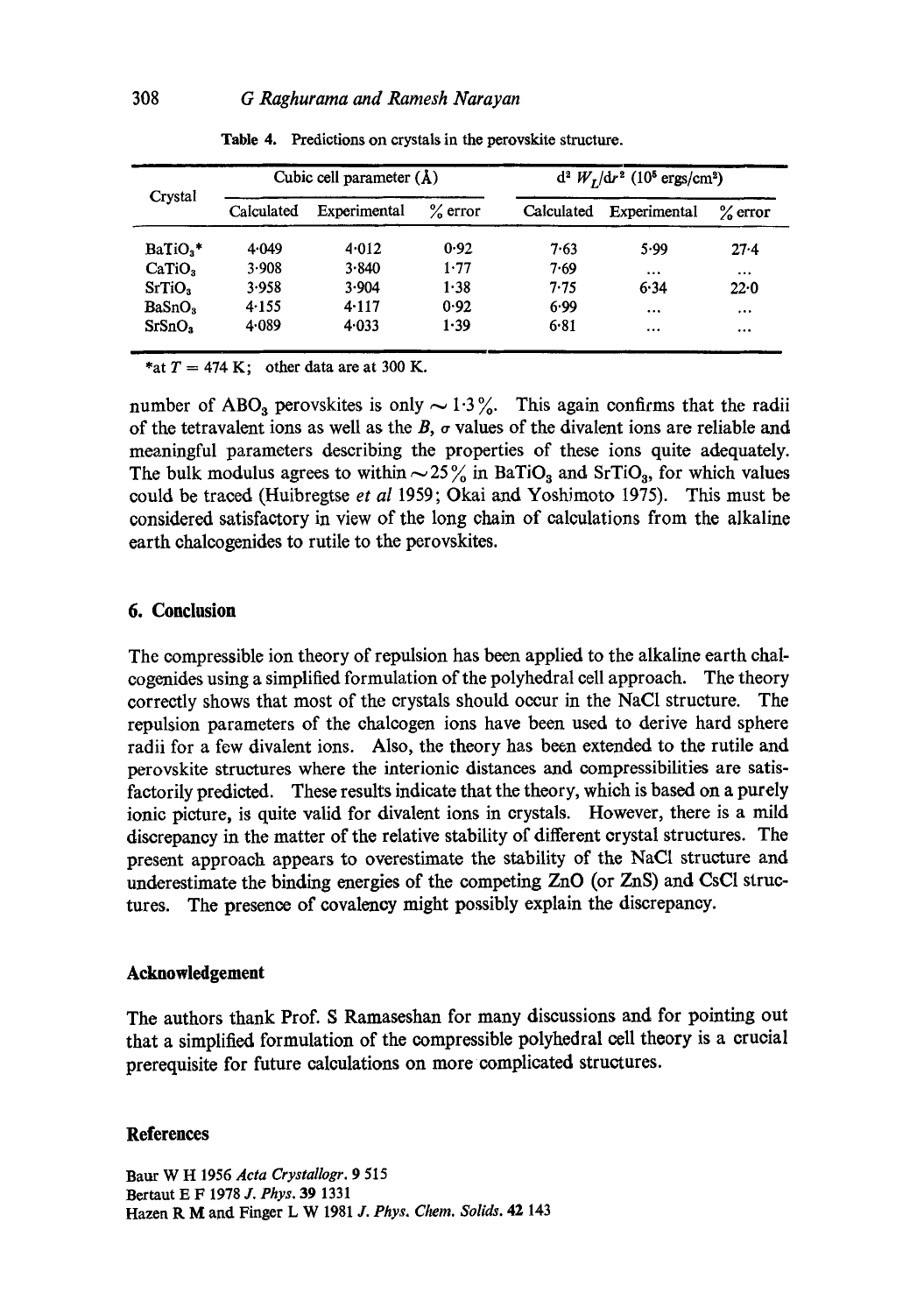**Table 4.** Predictions on crystals in the perovskite structure.

| Crystal | Cubic cell parameter (Å) | | | $d^2 W_L/dr^2$ ($10^5$ ergs/cm$^2$) | | |
|---|---|---|---|---|---|---|
| | Calculated | Experimental | % error | Calculated | Experimental | % error |
| $BaTiO_3$* | 4·049 | 4·012 | 0·92 | 7·63 | 5·99 | 27·4 |
| $CaTiO_3$ | 3·908 | 3·840 | 1·77 | 7·69 | ... | ... |
| $SrTiO_3$ | 3·958 | 3·904 | 1·38 | 7·75 | 6·34 | 22·0 |
| $BaSnO_3$ | 4·155 | 4·117 | 0·92 | 6·99 | ... | ... |
| $SrSnO_3$ | 4·089 | 4·033 | 1·39 | 6·81 | ... | ... |

*at $T = 474$ K; other data are at 300 K.

number of $ABO_3$ perovskites is only $\sim 1{\cdot}3\%$. This again confirms that the radii of the tetravalent ions as well as the $B$, $\sigma$ values of the divalent ions are reliable and meaningful parameters describing the properties of these ions quite adequately. The bulk modulus agrees to within $\sim 25\%$ in $BaTiO_3$ and $SrTiO_3$, for which values could be traced (Huibregtse *et al* 1959; Okai and Yoshimoto 1975). This must be considered satisfactory in view of the long chain of calculations from the alkaline earth chalcogenides to rutile to the perovskites.

## 6. Conclusion

The compressible ion theory of repulsion has been applied to the alkaline earth chalcogenides using a simplified formulation of the polyhedral cell approach. The theory correctly shows that most of the crystals should occur in the NaCl structure. The repulsion parameters of the chalcogen ions have been used to derive hard sphere radii for a few divalent ions. Also, the theory has been extended to the rutile and perovskite structures where the interionic distances and compressibilities are satisfactorily predicted. These results indicate that the theory, which is based on a purely ionic picture, is quite valid for divalent ions in crystals. However, there is a mild discrepancy in the matter of the relative stability of different crystal structures. The present approach appears to overestimate the stability of the NaCl structure and underestimate the binding energies of the competing ZnO (or ZnS) and CsCl structures. The presence of covalency might possibly explain the discrepancy.

### Acknowledgement

The authors thank Prof. S Ramaseshan for many discussions and for pointing out that a simplified formulation of the compressible polyhedral cell theory is a crucial prerequisite for future calculations on more complicated structures.

### References

Baur W H 1956 *Acta Crystallogr.* **9** 515
Bertaut E F 1978 *J. Phys.* **39** 1331
Hazen R M and Finger L W 1981 *J. Phys. Chem. Solids.* **42** 143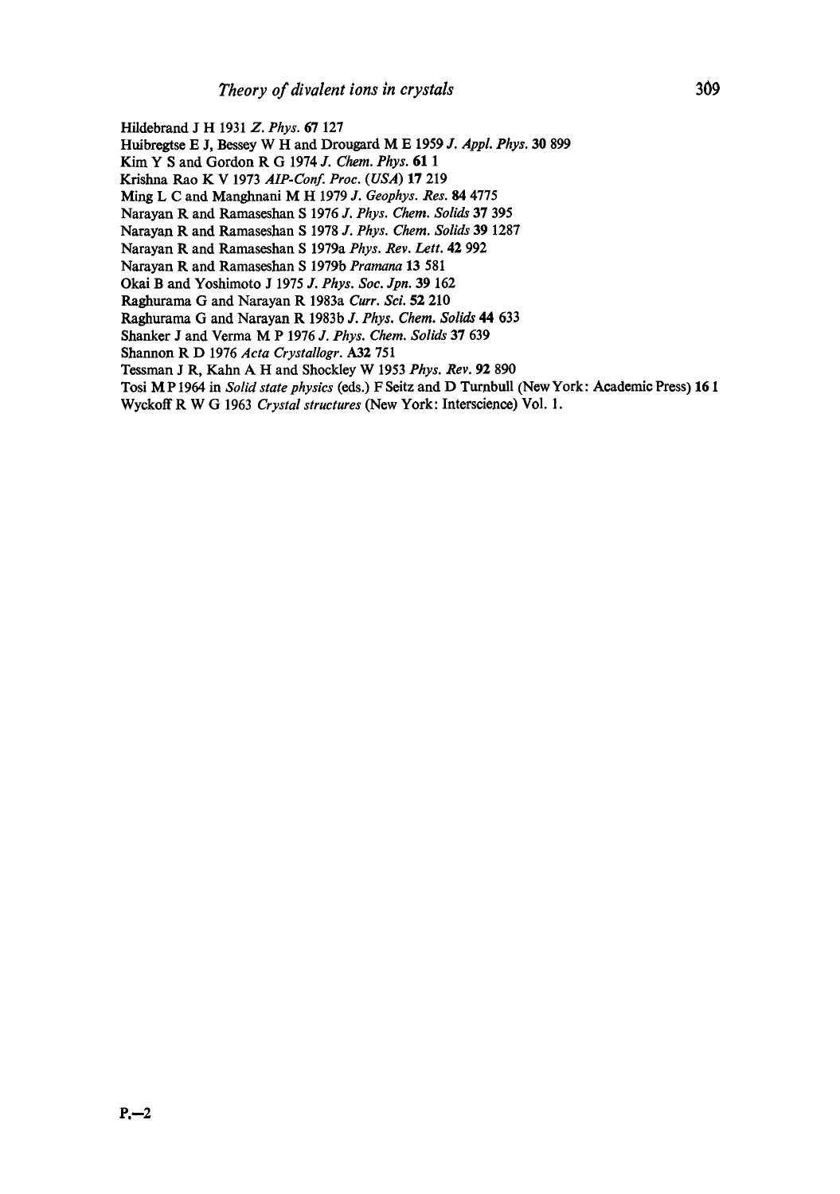Hildebrand J H 1931 *Z. Phys.* **67** 127

Huibregtse E J, Bessey W H and Drougard M E 1959 *J. Appl. Phys.* **30** 899

Kim Y S and Gordon R G 1974 *J. Chem. Phys.* **61** 1

Krishna Rao K V 1973 *AIP-Conf. Proc. (USA)* **17** 219

Ming L C and Manghnani M H 1979 *J. Geophys. Res.* **84** 4775

Narayan R and Ramaseshan S 1976 *J. Phys. Chem. Solids* **37** 395

Narayan R and Ramaseshan S 1978 *J. Phys. Chem. Solids* **39** 1287

Narayan R and Ramaseshan S 1979a *Phys. Rev. Lett.* **42** 992

Narayan R and Ramaseshan S 1979b *Pramana* **13** 581

Okai B and Yoshimoto J 1975 *J. Phys. Soc. Jpn.* **39** 162

Raghurama G and Narayan R 1983a *Curr. Sci.* **52** 210

Raghurama G and Narayan R 1983b *J. Phys. Chem. Solids* **44** 633

Shanker J and Verma M P 1976 *J. Phys. Chem. Solids* **37** 639

Shannon R D 1976 *Acta Crystallogr.* **A32** 751

Tessman J R, Kahn A H and Shockley W 1953 *Phys. Rev.* **92** 890

Tosi M P 1964 in *Solid state physics* (eds.) F Seitz and D Turnbull (New York: Academic Press) **16** 1

Wyckoff R W G 1963 *Crystal structures* (New York: Interscience) Vol. 1.